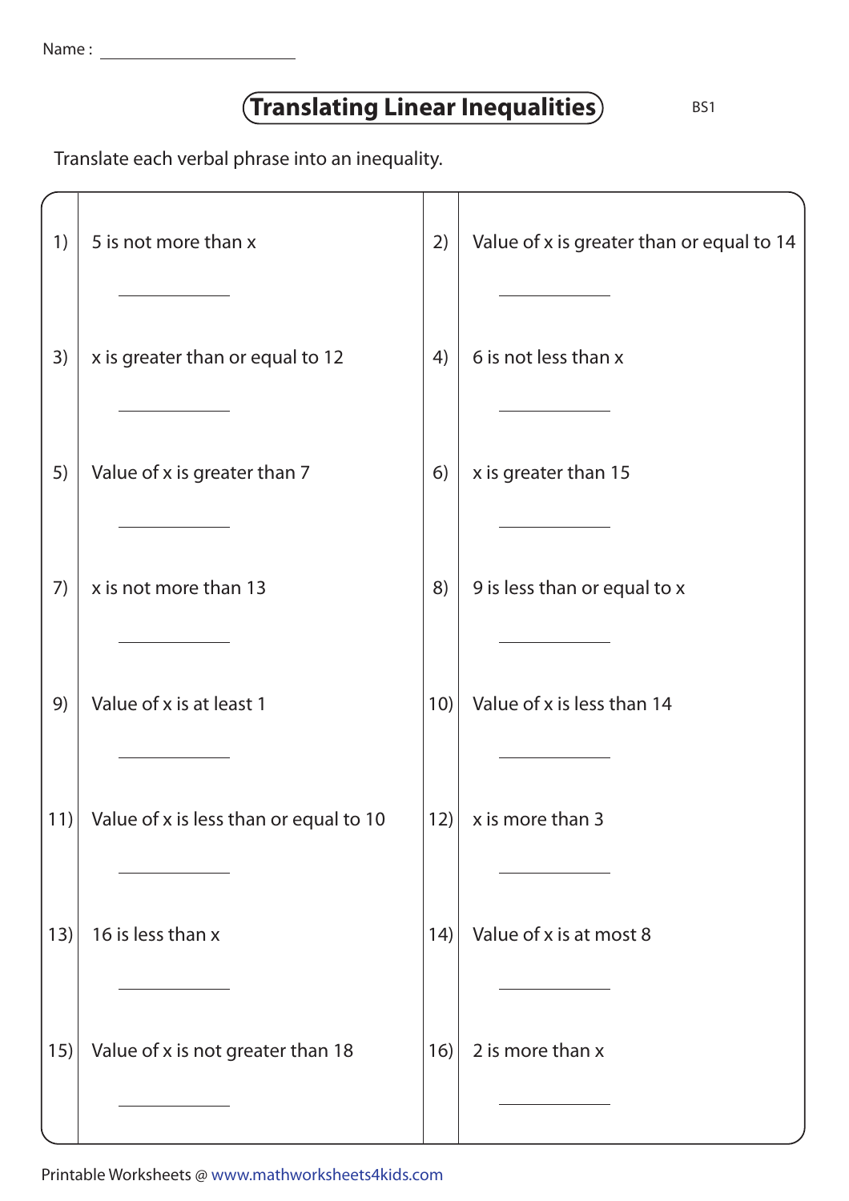Name : ______________________

# Translating Linear Inequalities

BS1

Translate each verbal phrase into an inequality.

1) 5 is not more than x

__________

2) Value of x is greater than or equal to 14

__________

3) x is greater than or equal to 12

__________

4) 6 is not less than x

__________

5) Value of x is greater than 7

__________

6) x is greater than 15

__________

7) x is not more than 13

__________

8) 9 is less than or equal to x

__________

9) Value of x is at least 1

__________

10) Value of x is less than 14

__________

11) Value of x is less than or equal to 10

__________

12) x is more than 3

__________

13) 16 is less than x

__________

14) Value of x is at most 8

__________

15) Value of x is not greater than 18

__________

16) 2 is more than x

__________

Printable Worksheets @ www.mathworksheets4kids.com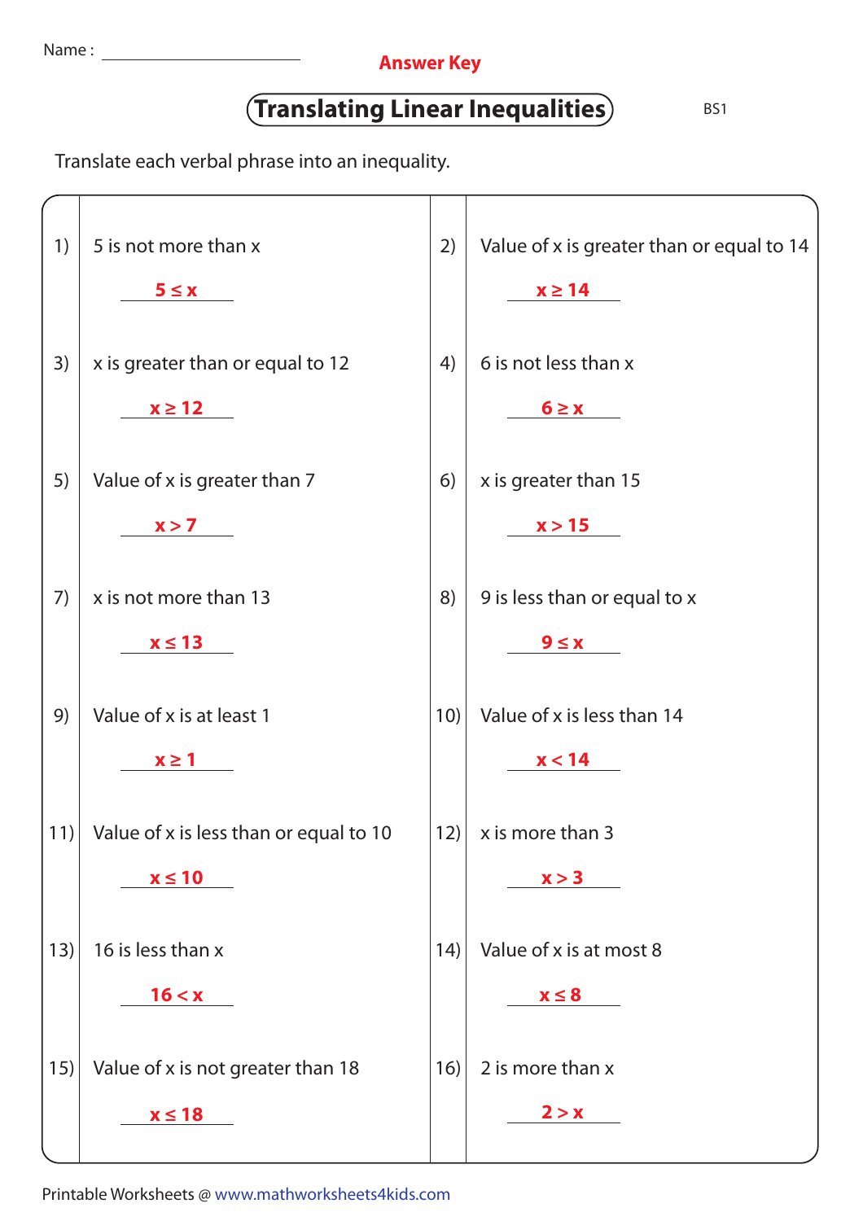Name : ____________________

**Answer Key**

# Translating Linear Inequalities

BS1

Translate each verbal phrase into an inequality.

1) 5 is not more than x

$5 \le x$

2) Value of x is greater than or equal to 14

$x \ge 14$

3) x is greater than or equal to 12

$x \ge 12$

4) 6 is not less than x

$6 \ge x$

5) Value of x is greater than 7

$x > 7$

6) x is greater than 15

$x > 15$

7) x is not more than 13

$x \le 13$

8) 9 is less than or equal to x

$9 \le x$

9) Value of x is at least 1

$x \ge 1$

10) Value of x is less than 14

$x < 14$

11) Value of x is less than or equal to 10

$x \le 10$

12) x is more than 3

$x > 3$

13) 16 is less than x

$16 < x$

14) Value of x is at most 8

$x \le 8$

15) Value of x is not greater than 18

$x \le 18$

16) 2 is more than x

$2 > x$

Printable Worksheets @ www.mathworksheets4kids.com